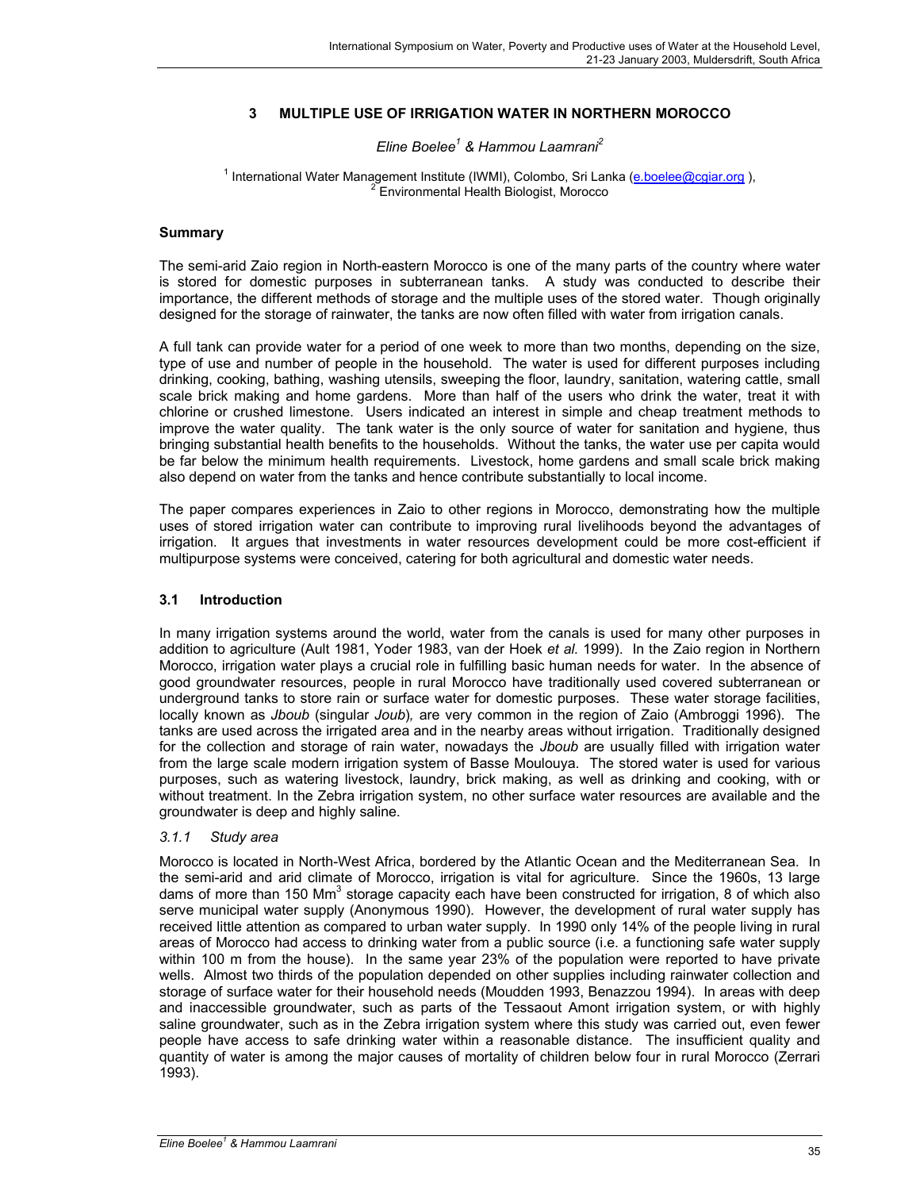# 3 MULTIPLE USE OF IRRIGATION WATER IN NORTHERN MOROCCO

*Eline Boelee[1] & Hammou Laamrani[2]*

[1] International Water Management Institute (IWMI), Colombo, Sri Lanka (e.boelee@cgiar.org ),
[2] Environmental Health Biologist, Morocco

**Summary**

The semi-arid Zaio region in North-eastern Morocco is one of the many parts of the country where water is stored for domestic purposes in subterranean tanks. A study was conducted to describe their importance, the different methods of storage and the multiple uses of the stored water. Though originally designed for the storage of rainwater, the tanks are now often filled with water from irrigation canals.

A full tank can provide water for a period of one week to more than two months, depending on the size, type of use and number of people in the household. The water is used for different purposes including drinking, cooking, bathing, washing utensils, sweeping the floor, laundry, sanitation, watering cattle, small scale brick making and home gardens. More than half of the users who drink the water, treat it with chlorine or crushed limestone. Users indicated an interest in simple and cheap treatment methods to improve the water quality. The tank water is the only source of water for sanitation and hygiene, thus bringing substantial health benefits to the households. Without the tanks, the water use per capita would be far below the minimum health requirements. Livestock, home gardens and small scale brick making also depend on water from the tanks and hence contribute substantially to local income.

The paper compares experiences in Zaio to other regions in Morocco, demonstrating how the multiple uses of stored irrigation water can contribute to improving rural livelihoods beyond the advantages of irrigation. It argues that investments in water resources development could be more cost-efficient if multipurpose systems were conceived, catering for both agricultural and domestic water needs.

## 3.1 Introduction

In many irrigation systems around the world, water from the canals is used for many other purposes in addition to agriculture (Ault 1981, Yoder 1983, van der Hoek *et al.* 1999). In the Zaio region in Northern Morocco, irrigation water plays a crucial role in fulfilling basic human needs for water. In the absence of good groundwater resources, people in rural Morocco have traditionally used covered subterranean or underground tanks to store rain or surface water for domestic purposes. These water storage facilities, locally known as *Jboub* (singular *Joub*)*,* are very common in the region of Zaio (Ambroggi 1996). The tanks are used across the irrigated area and in the nearby areas without irrigation. Traditionally designed for the collection and storage of rain water, nowadays the *Jboub* are usually filled with irrigation water from the large scale modern irrigation system of Basse Moulouya. The stored water is used for various purposes, such as watering livestock, laundry, brick making, as well as drinking and cooking, with or without treatment. In the Zebra irrigation system, no other surface water resources are available and the groundwater is deep and highly saline.

### *3.1.1 Study area*

Morocco is located in North-West Africa, bordered by the Atlantic Ocean and the Mediterranean Sea. In the semi-arid and arid climate of Morocco, irrigation is vital for agriculture. Since the 1960s, 13 large dams of more than 150 $Mm^3$ storage capacity each have been constructed for irrigation, 8 of which also serve municipal water supply (Anonymous 1990). However, the development of rural water supply has received little attention as compared to urban water supply. In 1990 only 14% of the people living in rural areas of Morocco had access to drinking water from a public source (i.e. a functioning safe water supply within 100 m from the house). In the same year 23% of the population were reported to have private wells. Almost two thirds of the population depended on other supplies including rainwater collection and storage of surface water for their household needs (Moudden 1993, Benazzou 1994). In areas with deep and inaccessible groundwater, such as parts of the Tessaout Amont irrigation system, or with highly saline groundwater, such as in the Zebra irrigation system where this study was carried out, even fewer people have access to safe drinking water within a reasonable distance. The insufficient quality and quantity of water is among the major causes of mortality of children below four in rural Morocco (Zerrari 1993).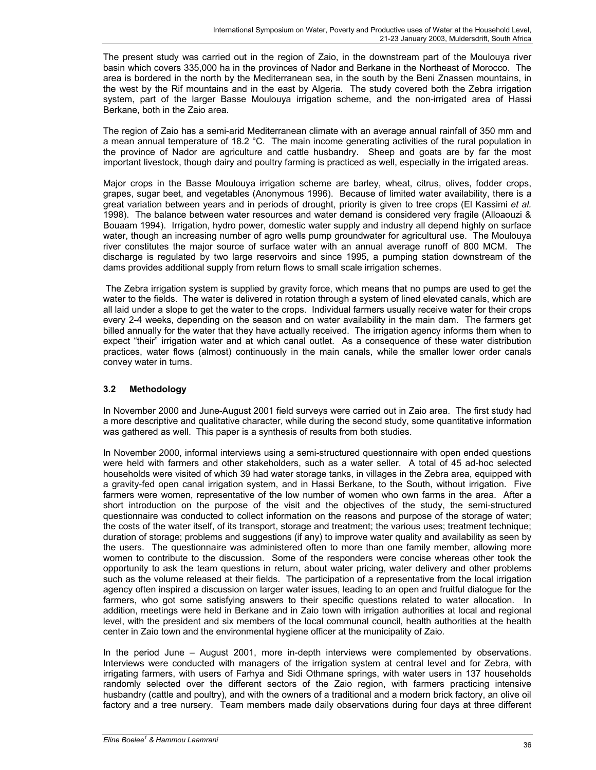The present study was carried out in the region of Zaio, in the downstream part of the Moulouya river basin which covers 335,000 ha in the provinces of Nador and Berkane in the Northeast of Morocco. The area is bordered in the north by the Mediterranean sea, in the south by the Beni Znassen mountains, in the west by the Rif mountains and in the east by Algeria. The study covered both the Zebra irrigation system, part of the larger Basse Moulouya irrigation scheme, and the non-irrigated area of Hassi Berkane, both in the Zaio area.

The region of Zaio has a semi-arid Mediterranean climate with an average annual rainfall of 350 mm and a mean annual temperature of 18.2 °C. The main income generating activities of the rural population in the province of Nador are agriculture and cattle husbandry. Sheep and goats are by far the most important livestock, though dairy and poultry farming is practiced as well, especially in the irrigated areas.

Major crops in the Basse Moulouya irrigation scheme are barley, wheat, citrus, olives, fodder crops, grapes, sugar beet, and vegetables (Anonymous 1996). Because of limited water availability, there is a great variation between years and in periods of drought, priority is given to tree crops (El Kassimi *et al.* 1998). The balance between water resources and water demand is considered very fragile (Alloaouzi & Bouaam 1994). Irrigation, hydro power, domestic water supply and industry all depend highly on surface water, though an increasing number of agro wells pump groundwater for agricultural use. The Moulouya river constitutes the major source of surface water with an annual average runoff of 800 MCM. The discharge is regulated by two large reservoirs and since 1995, a pumping station downstream of the dams provides additional supply from return flows to small scale irrigation schemes.

The Zebra irrigation system is supplied by gravity force, which means that no pumps are used to get the water to the fields. The water is delivered in rotation through a system of lined elevated canals, which are all laid under a slope to get the water to the crops. Individual farmers usually receive water for their crops every 2-4 weeks, depending on the season and on water availability in the main dam. The farmers get billed annually for the water that they have actually received. The irrigation agency informs them when to expect "their" irrigation water and at which canal outlet. As a consequence of these water distribution practices, water flows (almost) continuously in the main canals, while the smaller lower order canals convey water in turns.

### 3.2 Methodology

In November 2000 and June-August 2001 field surveys were carried out in Zaio area. The first study had a more descriptive and qualitative character, while during the second study, some quantitative information was gathered as well. This paper is a synthesis of results from both studies.

In November 2000, informal interviews using a semi-structured questionnaire with open ended questions were held with farmers and other stakeholders, such as a water seller. A total of 45 ad-hoc selected households were visited of which 39 had water storage tanks, in villages in the Zebra area, equipped with a gravity-fed open canal irrigation system, and in Hassi Berkane, to the South, without irrigation. Five farmers were women, representative of the low number of women who own farms in the area. After a short introduction on the purpose of the visit and the objectives of the study, the semi-structured questionnaire was conducted to collect information on the reasons and purpose of the storage of water; the costs of the water itself, of its transport, storage and treatment; the various uses; treatment technique; duration of storage; problems and suggestions (if any) to improve water quality and availability as seen by the users. The questionnaire was administered often to more than one family member, allowing more women to contribute to the discussion. Some of the responders were concise whereas other took the opportunity to ask the team questions in return, about water pricing, water delivery and other problems such as the volume released at their fields. The participation of a representative from the local irrigation agency often inspired a discussion on larger water issues, leading to an open and fruitful dialogue for the farmers, who got some satisfying answers to their specific questions related to water allocation. In addition, meetings were held in Berkane and in Zaio town with irrigation authorities at local and regional level, with the president and six members of the local communal council, health authorities at the health center in Zaio town and the environmental hygiene officer at the municipality of Zaio.

In the period June – August 2001, more in-depth interviews were complemented by observations. Interviews were conducted with managers of the irrigation system at central level and for Zebra, with irrigating farmers, with users of Farhya and Sidi Othmane springs, with water users in 137 households randomly selected over the different sectors of the Zaio region, with farmers practicing intensive husbandry (cattle and poultry), and with the owners of a traditional and a modern brick factory, an olive oil factory and a tree nursery. Team members made daily observations during four days at three different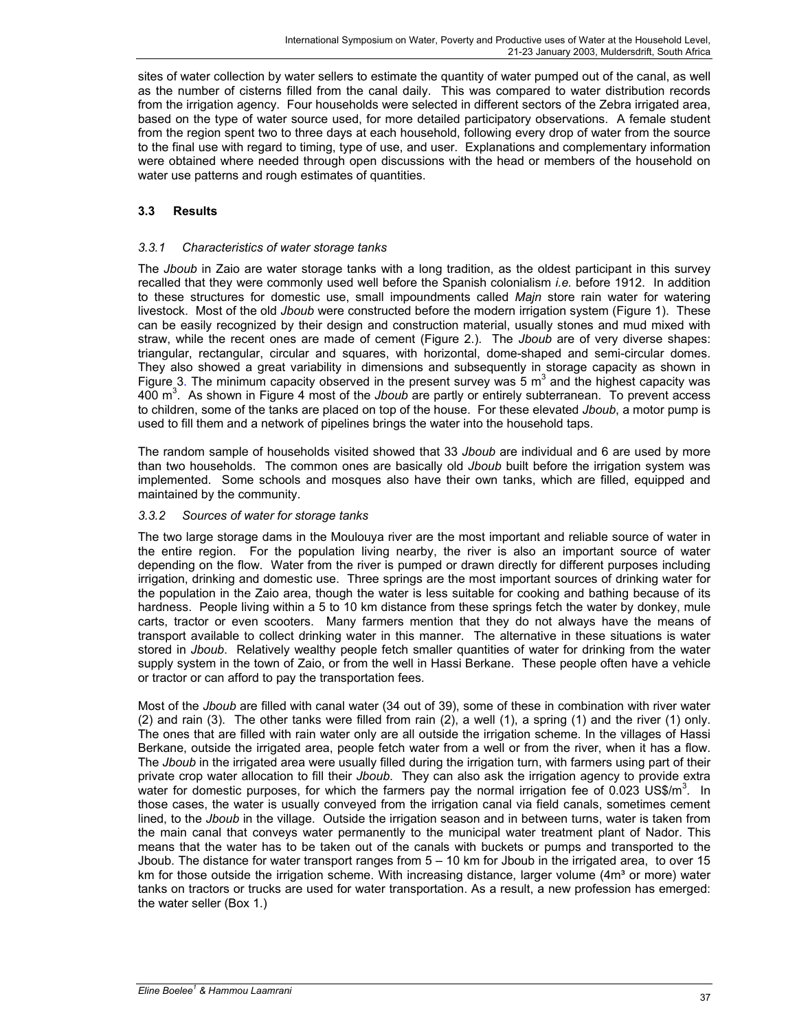sites of water collection by water sellers to estimate the quantity of water pumped out of the canal, as well as the number of cisterns filled from the canal daily. This was compared to water distribution records from the irrigation agency. Four households were selected in different sectors of the Zebra irrigated area, based on the type of water source used, for more detailed participatory observations. A female student from the region spent two to three days at each household, following every drop of water from the source to the final use with regard to timing, type of use, and user. Explanations and complementary information were obtained where needed through open discussions with the head or members of the household on water use patterns and rough estimates of quantities.

### 3.3 Results

#### *3.3.1 Characteristics of water storage tanks*

The *Jboub* in Zaio are water storage tanks with a long tradition, as the oldest participant in this survey recalled that they were commonly used well before the Spanish colonialism *i.e.* before 1912. In addition to these structures for domestic use, small impoundments called *Majn* store rain water for watering livestock. Most of the old *Jboub* were constructed before the modern irrigation system (Figure 1). These can be easily recognized by their design and construction material, usually stones and mud mixed with straw, while the recent ones are made of cement (Figure 2.). The *Jboub* are of very diverse shapes: triangular, rectangular, circular and squares, with horizontal, dome-shaped and semi-circular domes. They also showed a great variability in dimensions and subsequently in storage capacity as shown in Figure 3. The minimum capacity observed in the present survey was 5 $m^3$ and the highest capacity was 400 $m^3$. As shown in Figure 4 most of the *Jboub* are partly or entirely subterranean. To prevent access to children, some of the tanks are placed on top of the house. For these elevated *Jboub*, a motor pump is used to fill them and a network of pipelines brings the water into the household taps.

The random sample of households visited showed that 33 *Jboub* are individual and 6 are used by more than two households. The common ones are basically old *Jboub* built before the irrigation system was implemented. Some schools and mosques also have their own tanks, which are filled, equipped and maintained by the community.

#### *3.3.2 Sources of water for storage tanks*

The two large storage dams in the Moulouya river are the most important and reliable source of water in the entire region. For the population living nearby, the river is also an important source of water depending on the flow. Water from the river is pumped or drawn directly for different purposes including irrigation, drinking and domestic use. Three springs are the most important sources of drinking water for the population in the Zaio area, though the water is less suitable for cooking and bathing because of its hardness. People living within a 5 to 10 km distance from these springs fetch the water by donkey, mule carts, tractor or even scooters. Many farmers mention that they do not always have the means of transport available to collect drinking water in this manner. The alternative in these situations is water stored in *Jboub*. Relatively wealthy people fetch smaller quantities of water for drinking from the water supply system in the town of Zaio, or from the well in Hassi Berkane. These people often have a vehicle or tractor or can afford to pay the transportation fees.

Most of the *Jboub* are filled with canal water (34 out of 39), some of these in combination with river water (2) and rain (3). The other tanks were filled from rain (2), a well (1), a spring (1) and the river (1) only. The ones that are filled with rain water only are all outside the irrigation scheme. In the villages of Hassi Berkane, outside the irrigated area, people fetch water from a well or from the river, when it has a flow. The *Jboub* in the irrigated area were usually filled during the irrigation turn, with farmers using part of their private crop water allocation to fill their *Jboub*. They can also ask the irrigation agency to provide extra water for domestic purposes, for which the farmers pay the normal irrigation fee of 0.023 US\$/$m^3$. In those cases, the water is usually conveyed from the irrigation canal via field canals, sometimes cement lined, to the *Jboub* in the village. Outside the irrigation season and in between turns, water is taken from the main canal that conveys water permanently to the municipal water treatment plant of Nador. This means that the water has to be taken out of the canals with buckets or pumps and transported to the Jboub. The distance for water transport ranges from 5 – 10 km for Jboub in the irrigated area, to over 15 km for those outside the irrigation scheme. With increasing distance, larger volume (4m³ or more) water tanks on tractors or trucks are used for water transportation. As a result, a new profession has emerged: the water seller (Box 1.)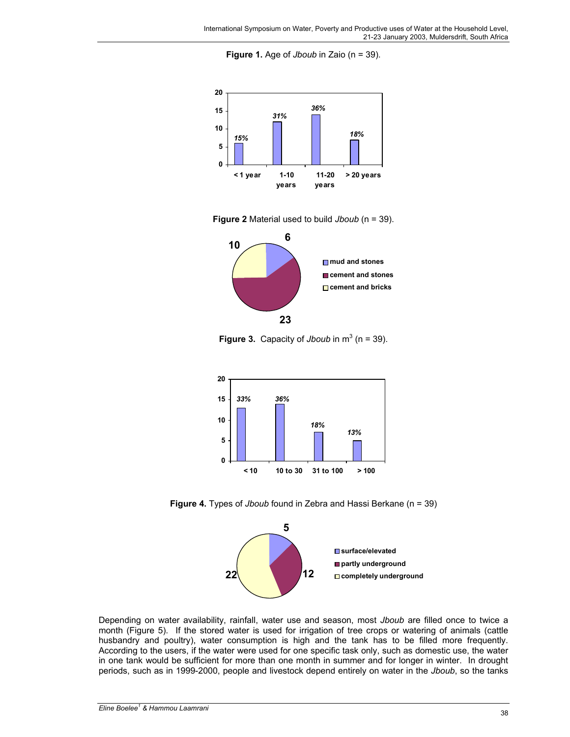**Figure 1.** Age of *Jboub* in Zaio (n = 39).

| Age | Percentage |
|---|---|
| < 1 year | 15% |
| 1-10 years | 31% |
| 11-20 years | 36% |
| > 20 years | 18% |

**Figure 2** Material used to build *Jboub* (n = 39).

| Material | Number |
|---|---|
| mud and stones | 6 |
| cement and stones | 23 |
| cement and bricks | 10 |

**Figure 3.** Capacity of *Jboub* in $m^3$ (n = 39).

| Capacity | Percentage |
|---|---|
| < 10 | 33% |
| 10 to 30 | 36% |
| 31 to 100 | 18% |
| > 100 | 13% |

**Figure 4.** Types of *Jboub* found in Zebra and Hassi Berkane (n = 39)

| Type | Number |
|---|---|
| surface/elevated | 5 |
| partly underground | 12 |
| completely underground | 22 |

Depending on water availability, rainfall, water use and season, most *Jboub* are filled once to twice a month (Figure 5). If the stored water is used for irrigation of tree crops or watering of animals (cattle husbandry and poultry), water consumption is high and the tank has to be filled more frequently. According to the users, if the water were used for one specific task only, such as domestic use, the water in one tank would be sufficient for more than one month in summer and for longer in winter. In drought periods, such as in 1999-2000, people and livestock depend entirely on water in the *Jboub*, so the tanks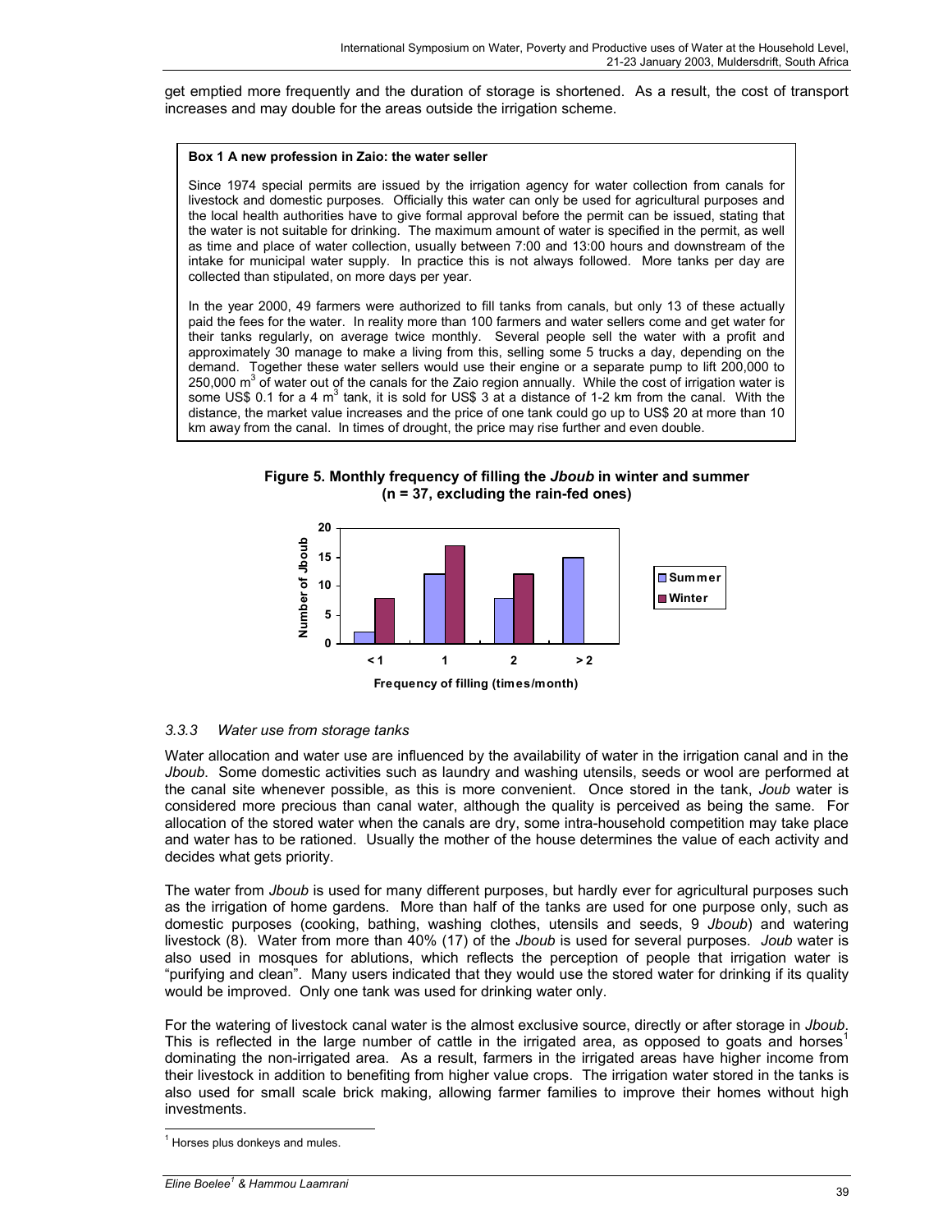get emptied more frequently and the duration of storage is shortened. As a result, the cost of transport increases and may double for the areas outside the irrigation scheme.

**Box 1 A new profession in Zaio: the water seller**

Since 1974 special permits are issued by the irrigation agency for water collection from canals for livestock and domestic purposes. Officially this water can only be used for agricultural purposes and the local health authorities have to give formal approval before the permit can be issued, stating that the water is not suitable for drinking. The maximum amount of water is specified in the permit, as well as time and place of water collection, usually between 7:00 and 13:00 hours and downstream of the intake for municipal water supply. In practice this is not always followed. More tanks per day are collected than stipulated, on more days per year.

In the year 2000, 49 farmers were authorized to fill tanks from canals, but only 13 of these actually paid the fees for the water. In reality more than 100 farmers and water sellers come and get water for their tanks regularly, on average twice monthly. Several people sell the water with a profit and approximately 30 manage to make a living from this, selling some 5 trucks a day, depending on the demand. Together these water sellers would use their engine or a separate pump to lift 200,000 to 250,000 $m^3$ of water out of the canals for the Zaio region annually. While the cost of irrigation water is some US$ 0.1 for a 4 $m^3$ tank, it is sold for US$ 3 at a distance of 1-2 km from the canal. With the distance, the market value increases and the price of one tank could go up to US$ 20 at more than 10 km away from the canal. In times of drought, the price may rise further and even double.

**Figure 5. Monthly frequency of filling the *Jboub* in winter and summer (n = 37, excluding the rain-fed ones)**

| Frequency of filling (times/month) | Summer | Winter |
|---|---|---|
| < 1 | 2 | 8 |
| 1 | 12 | 17 |
| 2 | 8 | 12 |
| > 2 | 15 | 0 |

### *3.3.3 Water use from storage tanks*

Water allocation and water use are influenced by the availability of water in the irrigation canal and in the *Jboub*. Some domestic activities such as laundry and washing utensils, seeds or wool are performed at the canal site whenever possible, as this is more convenient. Once stored in the tank, *Joub* water is considered more precious than canal water, although the quality is perceived as being the same. For allocation of the stored water when the canals are dry, some intra-household competition may take place and water has to be rationed. Usually the mother of the house determines the value of each activity and decides what gets priority.

The water from *Jboub* is used for many different purposes, but hardly ever for agricultural purposes such as the irrigation of home gardens. More than half of the tanks are used for one purpose only, such as domestic purposes (cooking, bathing, washing clothes, utensils and seeds, 9 *Jboub*) and watering livestock (8). Water from more than 40% (17) of the *Jboub* is used for several purposes. *Joub* water is also used in mosques for ablutions, which reflects the perception of people that irrigation water is "purifying and clean". Many users indicated that they would use the stored water for drinking if its quality would be improved. Only one tank was used for drinking water only.

For the watering of livestock canal water is the almost exclusive source, directly or after storage in *Jboub*. This is reflected in the large number of cattle in the irrigated area, as opposed to goats and horses[1] dominating the non-irrigated area. As a result, farmers in the irrigated areas have higher income from their livestock in addition to benefiting from higher value crops. The irrigation water stored in the tanks is also used for small scale brick making, allowing farmer families to improve their homes without high investments.

[1] Horses plus donkeys and mules.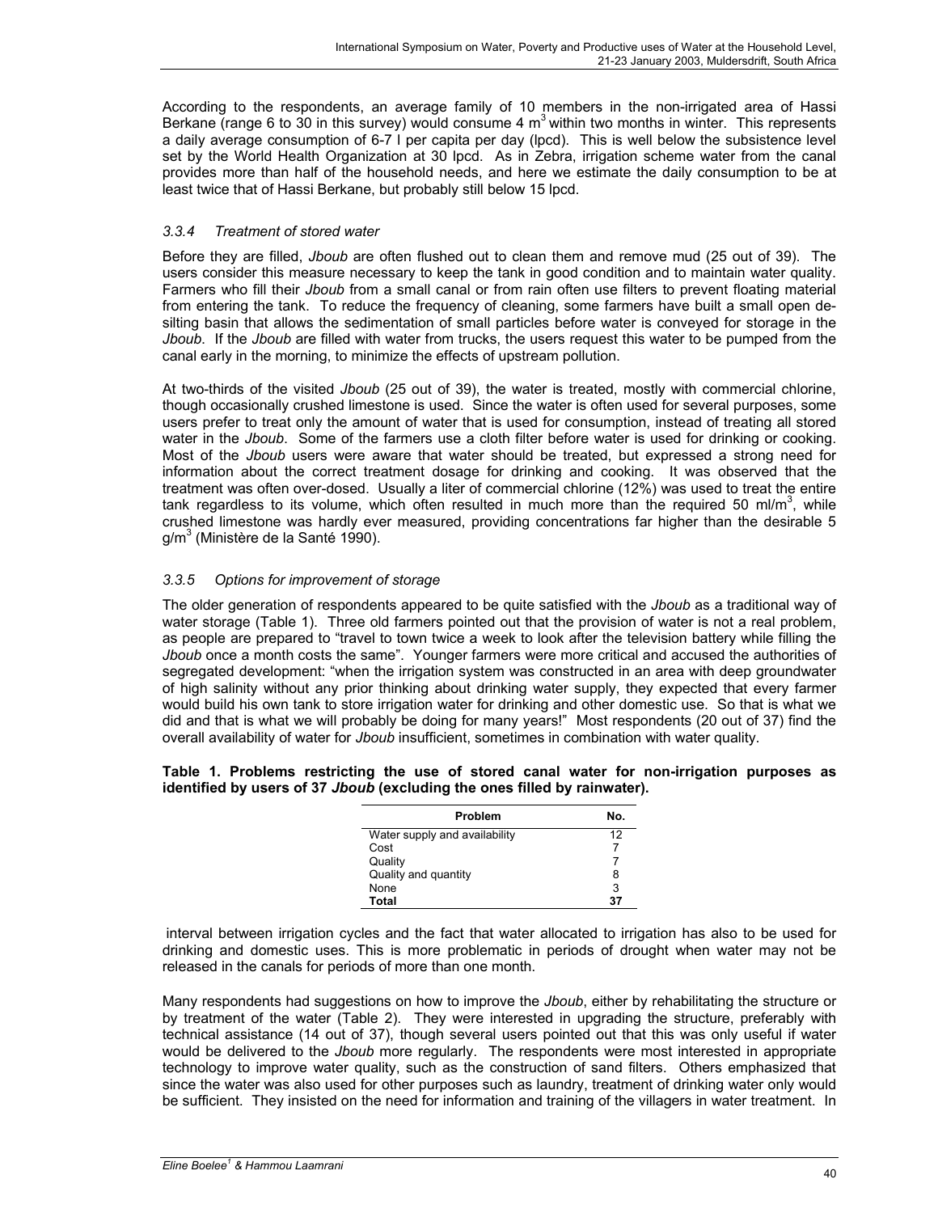According to the respondents, an average family of 10 members in the non-irrigated area of Hassi Berkane (range 6 to 30 in this survey) would consume 4 $m^3$ within two months in winter. This represents a daily average consumption of 6-7 l per capita per day (lpcd). This is well below the subsistence level set by the World Health Organization at 30 lpcd. As in Zebra, irrigation scheme water from the canal provides more than half of the household needs, and here we estimate the daily consumption to be at least twice that of Hassi Berkane, but probably still below 15 lpcd.

### *3.3.4 Treatment of stored water*

Before they are filled, *Jboub* are often flushed out to clean them and remove mud (25 out of 39). The users consider this measure necessary to keep the tank in good condition and to maintain water quality. Farmers who fill their *Jboub* from a small canal or from rain often use filters to prevent floating material from entering the tank. To reduce the frequency of cleaning, some farmers have built a small open de-silting basin that allows the sedimentation of small particles before water is conveyed for storage in the *Jboub*. If the *Jboub* are filled with water from trucks, the users request this water to be pumped from the canal early in the morning, to minimize the effects of upstream pollution.

At two-thirds of the visited *Jboub* (25 out of 39), the water is treated, mostly with commercial chlorine, though occasionally crushed limestone is used. Since the water is often used for several purposes, some users prefer to treat only the amount of water that is used for consumption, instead of treating all stored water in the *Jboub*. Some of the farmers use a cloth filter before water is used for drinking or cooking. Most of the *Jboub* users were aware that water should be treated, but expressed a strong need for information about the correct treatment dosage for drinking and cooking. It was observed that the treatment was often over-dosed. Usually a liter of commercial chlorine (12%) was used to treat the entire tank regardless to its volume, which often resulted in much more than the required 50 ml/$m^3$, while crushed limestone was hardly ever measured, providing concentrations far higher than the desirable 5 g/$m^3$ (Ministère de la Santé 1990).

### *3.3.5 Options for improvement of storage*

The older generation of respondents appeared to be quite satisfied with the *Jboub* as a traditional way of water storage (Table 1). Three old farmers pointed out that the provision of water is not a real problem, as people are prepared to "travel to town twice a week to look after the television battery while filling the *Jboub* once a month costs the same". Younger farmers were more critical and accused the authorities of segregated development: "when the irrigation system was constructed in an area with deep groundwater of high salinity without any prior thinking about drinking water supply, they expected that every farmer would build his own tank to store irrigation water for drinking and other domestic use. So that is what we did and that is what we will probably be doing for many years!" Most respondents (20 out of 37) find the overall availability of water for *Jboub* insufficient, sometimes in combination with water quality.

**Table 1. Problems restricting the use of stored canal water for non-irrigation purposes as identified by users of 37 *Jboub* (excluding the ones filled by rainwater).**

| Problem | No. |
|---|---|
| Water supply and availability | 12 |
| Cost | 7 |
| Quality | 7 |
| Quality and quantity | 8 |
| None | 3 |
| **Total** | **37** |

interval between irrigation cycles and the fact that water allocated to irrigation has also to be used for drinking and domestic uses. This is more problematic in periods of drought when water may not be released in the canals for periods of more than one month.

Many respondents had suggestions on how to improve the *Jboub*, either by rehabilitating the structure or by treatment of the water (Table 2). They were interested in upgrading the structure, preferably with technical assistance (14 out of 37), though several users pointed out that this was only useful if water would be delivered to the *Jboub* more regularly. The respondents were most interested in appropriate technology to improve water quality, such as the construction of sand filters. Others emphasized that since the water was also used for other purposes such as laundry, treatment of drinking water only would be sufficient. They insisted on the need for information and training of the villagers in water treatment. In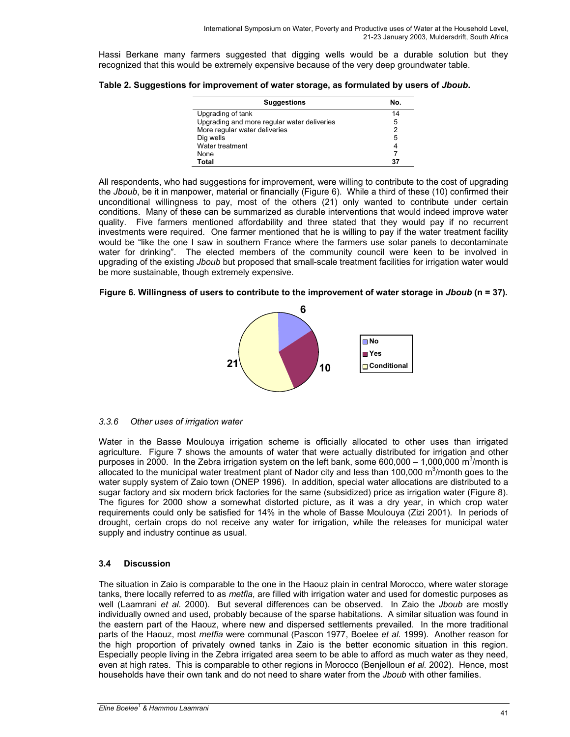Hassi Berkane many farmers suggested that digging wells would be a durable solution but they recognized that this would be extremely expensive because of the very deep groundwater table.

**Table 2. Suggestions for improvement of water storage, as formulated by users of *Jboub*.**

| Suggestions | No. |
|---|---|
| Upgrading of tank | 14 |
| Upgrading and more regular water deliveries | 5 |
| More regular water deliveries | 2 |
| Dig wells | 5 |
| Water treatment | 4 |
| None | 7 |
| **Total** | **37** |

All respondents, who had suggestions for improvement, were willing to contribute to the cost of upgrading the *Jboub*, be it in manpower, material or financially (Figure 6). While a third of these (10) confirmed their unconditional willingness to pay, most of the others (21) only wanted to contribute under certain conditions. Many of these can be summarized as durable interventions that would indeed improve water quality. Five farmers mentioned affordability and three stated that they would pay if no recurrent investments were required. One farmer mentioned that he is willing to pay if the water treatment facility would be "like the one I saw in southern France where the farmers use solar panels to decontaminate water for drinking". The elected members of the community council were keen to be involved in upgrading of the existing *Jboub* but proposed that small-scale treatment facilities for irrigation water would be more sustainable, though extremely expensive.

**Figure 6. Willingness of users to contribute to the improvement of water storage in *Jboub* (n = 37).**

### *3.3.6 Other uses of irrigation water*

Water in the Basse Moulouya irrigation scheme is officially allocated to other uses than irrigated agriculture. Figure 7 shows the amounts of water that were actually distributed for irrigation and other purposes in 2000. In the Zebra irrigation system on the left bank, some 600,000 – 1,000,000 $m^3$/month is allocated to the municipal water treatment plant of Nador city and less than 100,000 $m^3$/month goes to the water supply system of Zaio town (ONEP 1996). In addition, special water allocations are distributed to a sugar factory and six modern brick factories for the same (subsidized) price as irrigation water (Figure 8). The figures for 2000 show a somewhat distorted picture, as it was a dry year, in which crop water requirements could only be satisfied for 14% in the whole of Basse Moulouya (Zizi 2001). In periods of drought, certain crops do not receive any water for irrigation, while the releases for municipal water supply and industry continue as usual.

## 3.4 Discussion

The situation in Zaio is comparable to the one in the Haouz plain in central Morocco, where water storage tanks, there locally referred to as *metfia*, are filled with irrigation water and used for domestic purposes as well (Laamrani *et al.* 2000). But several differences can be observed. In Zaio the *Jboub* are mostly individually owned and used, probably because of the sparse habitations. A similar situation was found in the eastern part of the Haouz, where new and dispersed settlements prevailed. In the more traditional parts of the Haouz, most *metfia* were communal (Pascon 1977, Boelee *et al.* 1999). Another reason for the high proportion of privately owned tanks in Zaio is the better economic situation in this region. Especially people living in the Zebra irrigated area seem to be able to afford as much water as they need, even at high rates. This is comparable to other regions in Morocco (Benjelloun *et al.* 2002). Hence, most households have their own tank and do not need to share water from the *Jboub* with other families.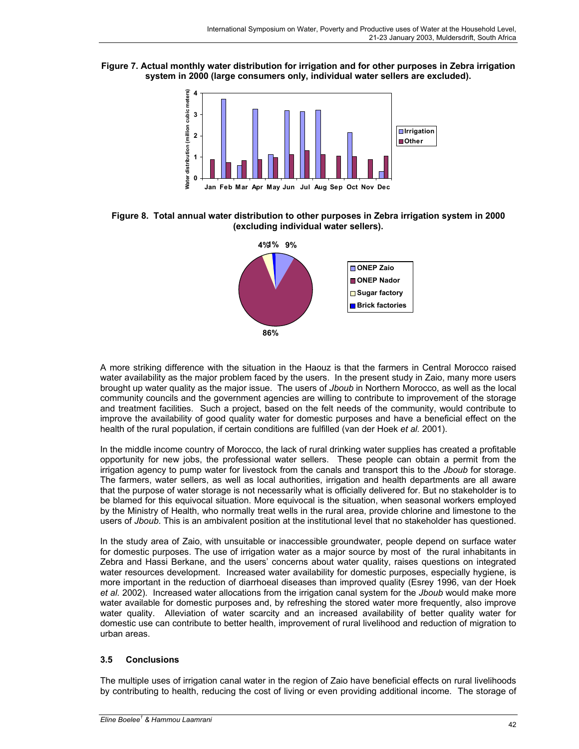**Figure 7. Actual monthly water distribution for irrigation and for other purposes in Zebra irrigation system in 2000 (large consumers only, individual water sellers are excluded).**

**Figure 8. Total annual water distribution to other purposes in Zebra irrigation system in 2000 (excluding individual water sellers).**

A more striking difference with the situation in the Haouz is that the farmers in Central Morocco raised water availability as the major problem faced by the users. In the present study in Zaio, many more users brought up water quality as the major issue. The users of *Jboub* in Northern Morocco, as well as the local community councils and the government agencies are willing to contribute to improvement of the storage and treatment facilities. Such a project, based on the felt needs of the community, would contribute to improve the availability of good quality water for domestic purposes and have a beneficial effect on the health of the rural population, if certain conditions are fulfilled (van der Hoek *et al.* 2001).

In the middle income country of Morocco, the lack of rural drinking water supplies has created a profitable opportunity for new jobs, the professional water sellers. These people can obtain a permit from the irrigation agency to pump water for livestock from the canals and transport this to the *Jboub* for storage. The farmers, water sellers, as well as local authorities, irrigation and health departments are all aware that the purpose of water storage is not necessarily what is officially delivered for. But no stakeholder is to be blamed for this equivocal situation. More equivocal is the situation, when seasonal workers employed by the Ministry of Health, who normally treat wells in the rural area, provide chlorine and limestone to the users of *Jboub*. This is an ambivalent position at the institutional level that no stakeholder has questioned.

In the study area of Zaio, with unsuitable or inaccessible groundwater, people depend on surface water for domestic purposes. The use of irrigation water as a major source by most of the rural inhabitants in Zebra and Hassi Berkane, and the users' concerns about water quality, raises questions on integrated water resources development. Increased water availability for domestic purposes, especially hygiene, is more important in the reduction of diarrhoeal diseases than improved quality (Esrey 1996, van der Hoek *et al.* 2002). Increased water allocations from the irrigation canal system for the *Jboub* would make more water available for domestic purposes and, by refreshing the stored water more frequently, also improve water quality. Alleviation of water scarcity and an increased availability of better quality water for domestic use can contribute to better health, improvement of rural livelihood and reduction of migration to urban areas.

### 3.5 Conclusions

The multiple uses of irrigation canal water in the region of Zaio have beneficial effects on rural livelihoods by contributing to health, reducing the cost of living or even providing additional income. The storage of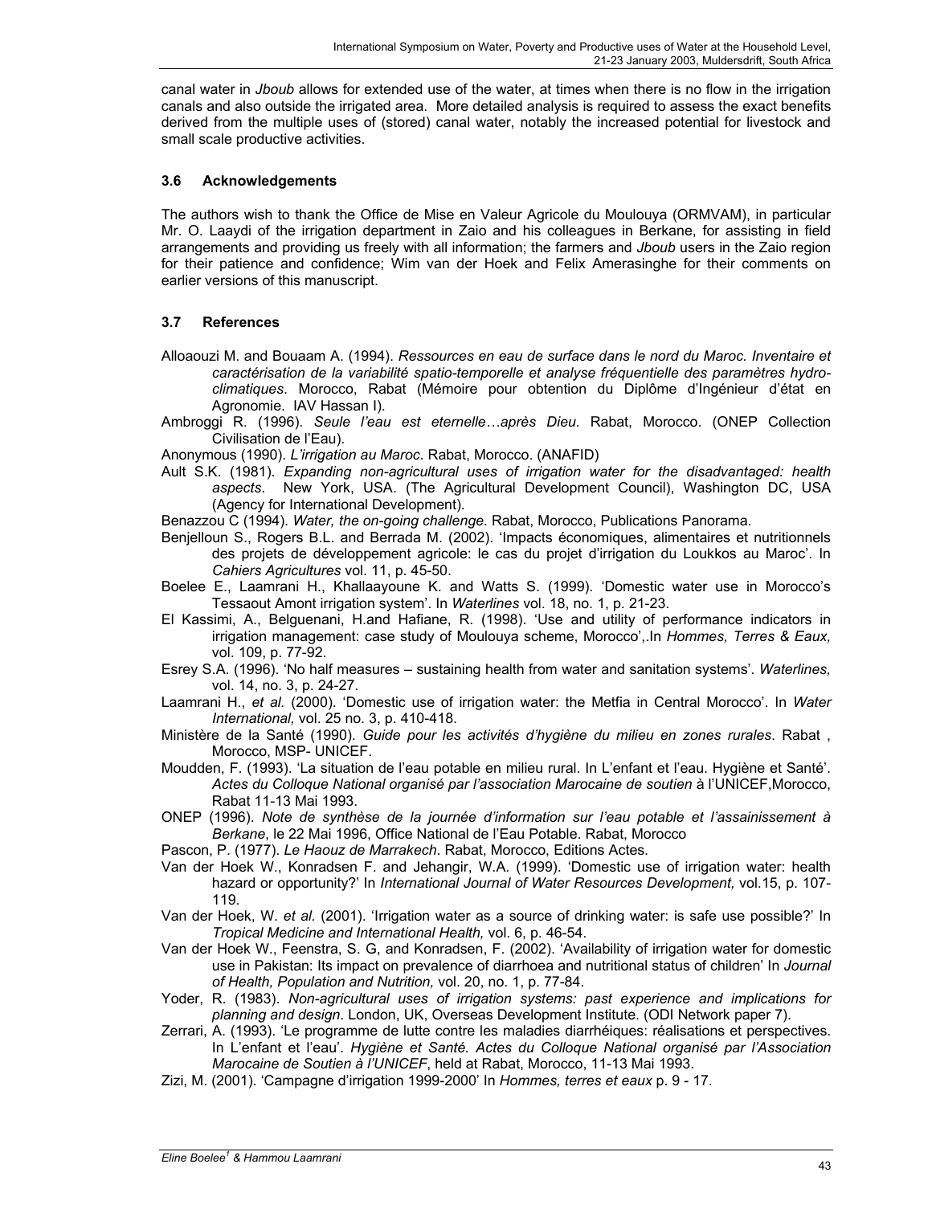canal water in *Jboub* allows for extended use of the water, at times when there is no flow in the irrigation canals and also outside the irrigated area. More detailed analysis is required to assess the exact benefits derived from the multiple uses of (stored) canal water, notably the increased potential for livestock and small scale productive activities.

### 3.6 Acknowledgements

The authors wish to thank the Office de Mise en Valeur Agricole du Moulouya (ORMVAM), in particular Mr. O. Laaydi of the irrigation department in Zaio and his colleagues in Berkane, for assisting in field arrangements and providing us freely with all information; the farmers and *Jboub* users in the Zaio region for their patience and confidence; Wim van der Hoek and Felix Amerasinghe for their comments on earlier versions of this manuscript.

### 3.7 References

Alloaouzi M. and Bouaam A. (1994). *Ressources en eau de surface dans le nord du Maroc. Inventaire et caractérisation de la variabilité spatio-temporelle et analyse fréquentielle des paramètres hydro-climatiques*. Morocco, Rabat (Mémoire pour obtention du Diplôme d'Ingénieur d'état en Agronomie. IAV Hassan I).

Ambroggi R. (1996). *Seule l'eau est eternelle…après Dieu*. Rabat, Morocco. (ONEP Collection Civilisation de l'Eau).

Anonymous (1990). *L'irrigation au Maroc*. Rabat, Morocco. (ANAFID)

Ault S.K. (1981). *Expanding non-agricultural uses of irrigation water for the disadvantaged: health aspects*. New York, USA. (The Agricultural Development Council), Washington DC, USA (Agency for International Development).

Benazzou C (1994). *Water, the on-going challenge*. Rabat, Morocco, Publications Panorama.

Benjelloun S., Rogers B.L. and Berrada M. (2002). 'Impacts économiques, alimentaires et nutritionnels des projets de développement agricole: le cas du projet d'irrigation du Loukkos au Maroc'. In *Cahiers Agricultures* vol. 11, p. 45-50.

Boelee E., Laamrani H., Khallaayoune K. and Watts S. (1999). 'Domestic water use in Morocco's Tessaout Amont irrigation system'. In *Waterlines* vol. 18, no. 1, p. 21-23.

El Kassimi, A., Belguenani, H.and Hafiane, R. (1998). 'Use and utility of performance indicators in irrigation management: case study of Moulouya scheme, Morocco',.In *Hommes, Terres & Eaux,* vol. 109, p. 77-92.

Esrey S.A. (1996). 'No half measures – sustaining health from water and sanitation systems'. *Waterlines,* vol. 14, no. 3, p. 24-27.

Laamrani H., *et al.* (2000). 'Domestic use of irrigation water: the Metfia in Central Morocco'. In *Water International,* vol. 25 no. 3, p. 410-418.

Ministère de la Santé (1990). *Guide pour les activités d'hygiène du milieu en zones rurales*. Rabat , Morocco, MSP- UNICEF.

Moudden, F. (1993). 'La situation de l'eau potable en milieu rural. In L'enfant et l'eau. Hygiène et Santé'. *Actes du Colloque National organisé par l'association Marocaine de soutien* à l'UNICEF,Morocco, Rabat 11-13 Mai 1993.

ONEP (1996). *Note de synthèse de la journée d'information sur l'eau potable et l'assainissement à Berkane*, le 22 Mai 1996, Office National de l'Eau Potable. Rabat, Morocco

Pascon, P. (1977). *Le Haouz de Marrakech*. Rabat, Morocco, Editions Actes.

Van der Hoek W., Konradsen F. and Jehangir, W.A. (1999). 'Domestic use of irrigation water: health hazard or opportunity?' In *International Journal of Water Resources Development,* vol.15, p. 107-119.

Van der Hoek, W. *et al.* (2001). 'Irrigation water as a source of drinking water: is safe use possible?' In *Tropical Medicine and International Health,* vol. 6, p. 46-54.

Van der Hoek W., Feenstra, S. G, and Konradsen, F. (2002). 'Availability of irrigation water for domestic use in Pakistan: Its impact on prevalence of diarrhoea and nutritional status of children' In *Journal of Health, Population and Nutrition,* vol. 20, no. 1, p. 77-84.

Yoder, R. (1983). *Non-agricultural uses of irrigation systems: past experience and implications for planning and design*. London, UK, Overseas Development Institute. (ODI Network paper 7).

Zerrari, A. (1993). 'Le programme de lutte contre les maladies diarrhéiques: réalisations et perspectives. In L'enfant et l'eau'. *Hygiène et Santé. Actes du Colloque National organisé par l'Association Marocaine de Soutien à l'UNICEF*, held at Rabat, Morocco, 11-13 Mai 1993.

Zizi, M. (2001). 'Campagne d'irrigation 1999-2000' In *Hommes, terres et eaux* p. 9 - 17.